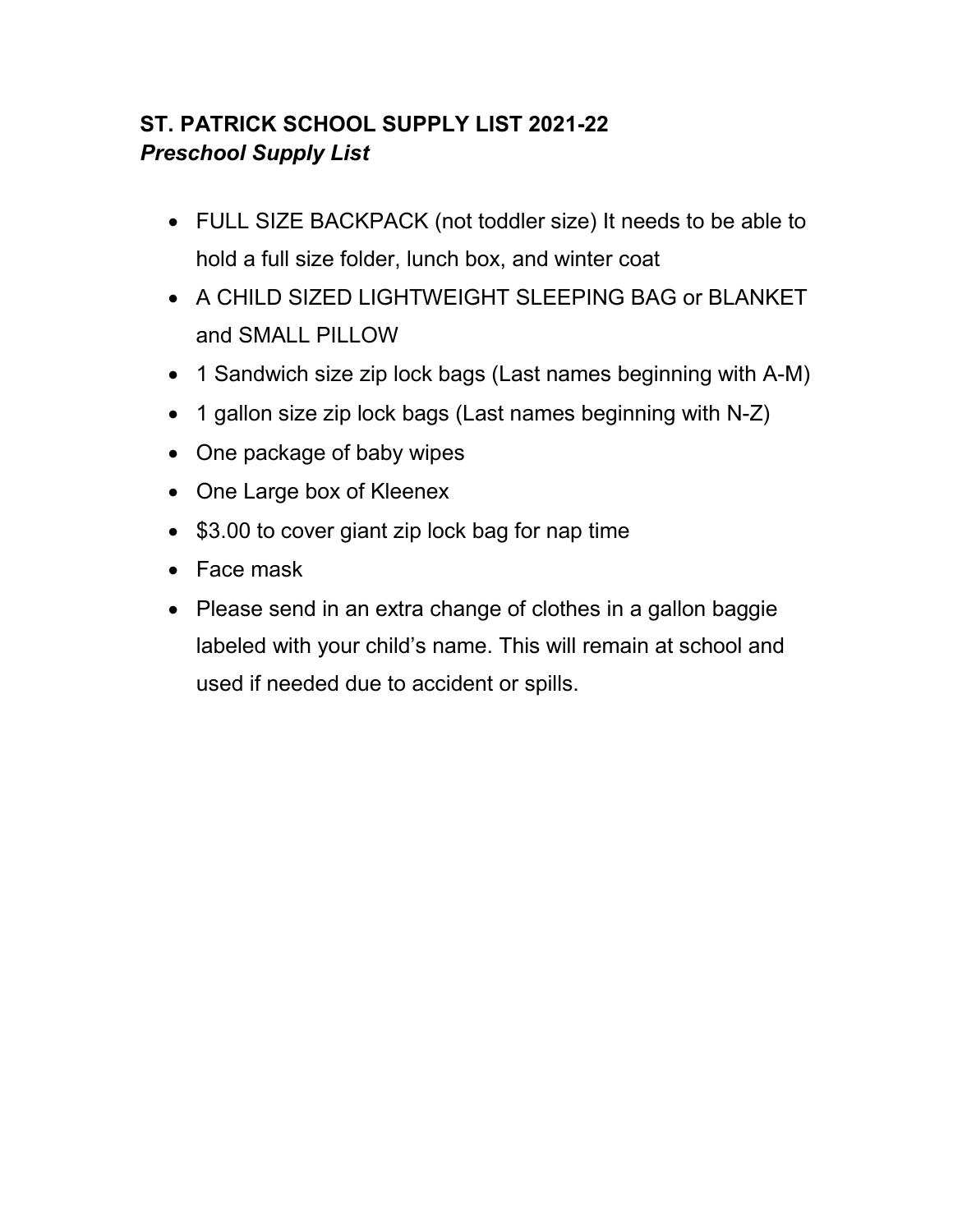## ST. PATRICK SCHOOL SUPPLY LIST 2021-22
***Preschool Supply List***

- FULL SIZE BACKPACK (not toddler size) It needs to be able to hold a full size folder, lunch box, and winter coat
- A CHILD SIZED LIGHTWEIGHT SLEEPING BAG or BLANKET and SMALL PILLOW
- 1 Sandwich size zip lock bags (Last names beginning with A-M)
- 1 gallon size zip lock bags (Last names beginning with N-Z)
- One package of baby wipes
- One Large box of Kleenex
- $3.00 to cover giant zip lock bag for nap time
- Face mask
- Please send in an extra change of clothes in a gallon baggie labeled with your child's name. This will remain at school and used if needed due to accident or spills.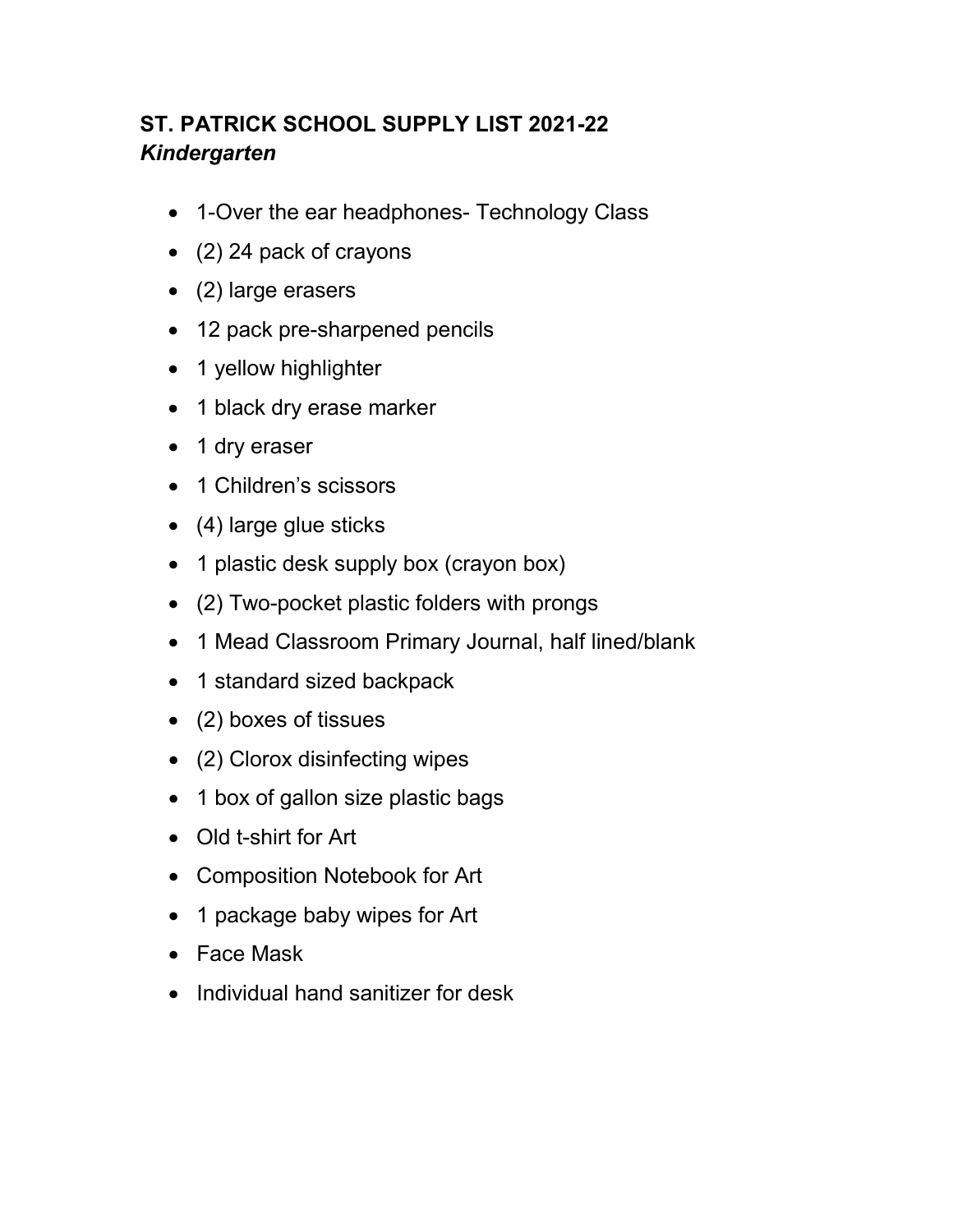## ST. PATRICK SCHOOL SUPPLY LIST 2021-22
***Kindergarten***

- 1-Over the ear headphones- Technology Class
- (2) 24 pack of crayons
- (2) large erasers
- 12 pack pre-sharpened pencils
- 1 yellow highlighter
- 1 black dry erase marker
- 1 dry eraser
- 1 Children's scissors
- (4) large glue sticks
- 1 plastic desk supply box (crayon box)
- (2) Two-pocket plastic folders with prongs
- 1 Mead Classroom Primary Journal, half lined/blank
- 1 standard sized backpack
- (2) boxes of tissues
- (2) Clorox disinfecting wipes
- 1 box of gallon size plastic bags
- Old t-shirt for Art
- Composition Notebook for Art
- 1 package baby wipes for Art
- Face Mask
- Individual hand sanitizer for desk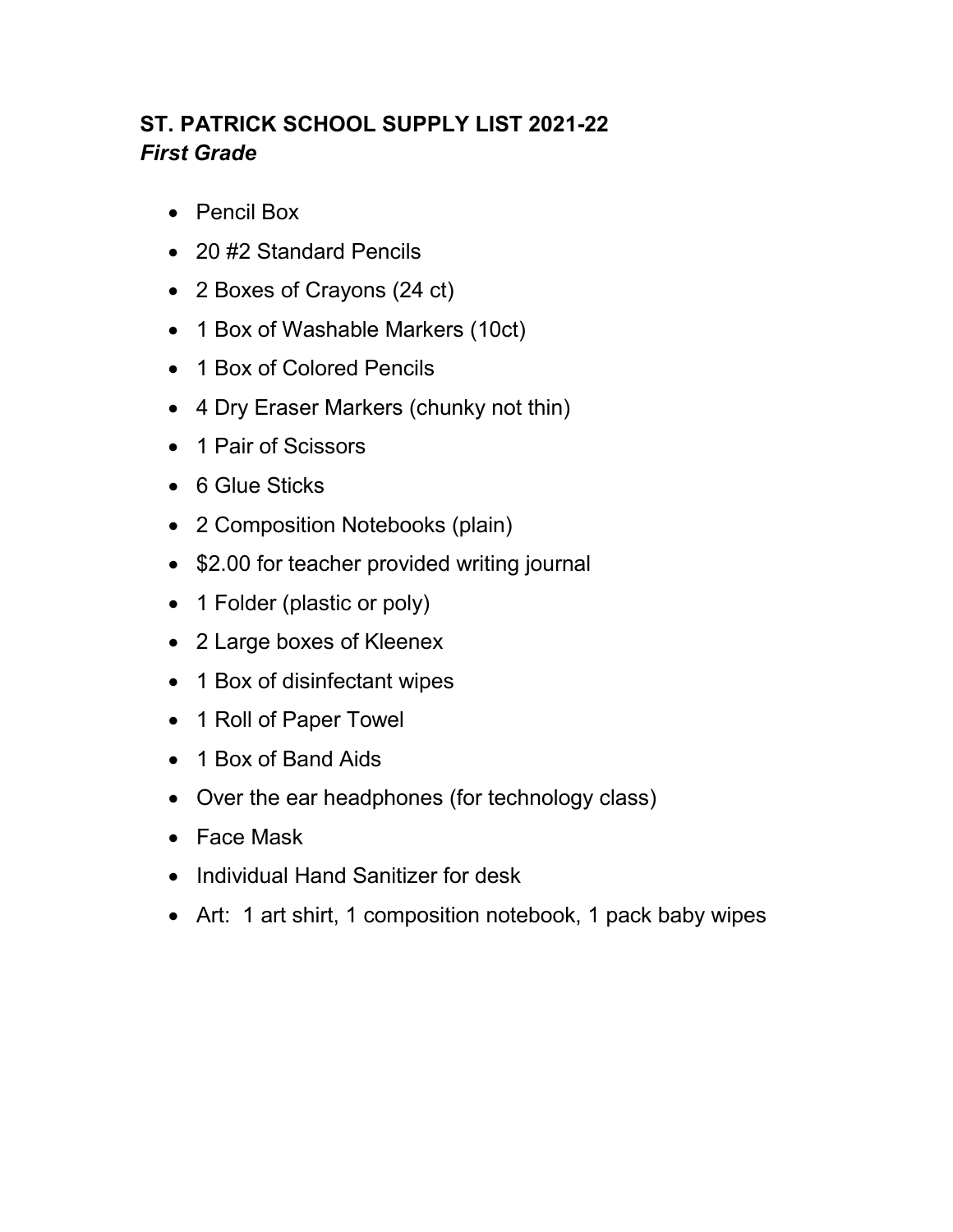## ST. PATRICK SCHOOL SUPPLY LIST 2021-22

***First Grade***

- Pencil Box
- 20 #2 Standard Pencils
- 2 Boxes of Crayons (24 ct)
- 1 Box of Washable Markers (10ct)
- 1 Box of Colored Pencils
- 4 Dry Eraser Markers (chunky not thin)
- 1 Pair of Scissors
- 6 Glue Sticks
- 2 Composition Notebooks (plain)
- $2.00 for teacher provided writing journal
- 1 Folder (plastic or poly)
- 2 Large boxes of Kleenex
- 1 Box of disinfectant wipes
- 1 Roll of Paper Towel
- 1 Box of Band Aids
- Over the ear headphones (for technology class)
- Face Mask
- Individual Hand Sanitizer for desk
- Art: 1 art shirt, 1 composition notebook, 1 pack baby wipes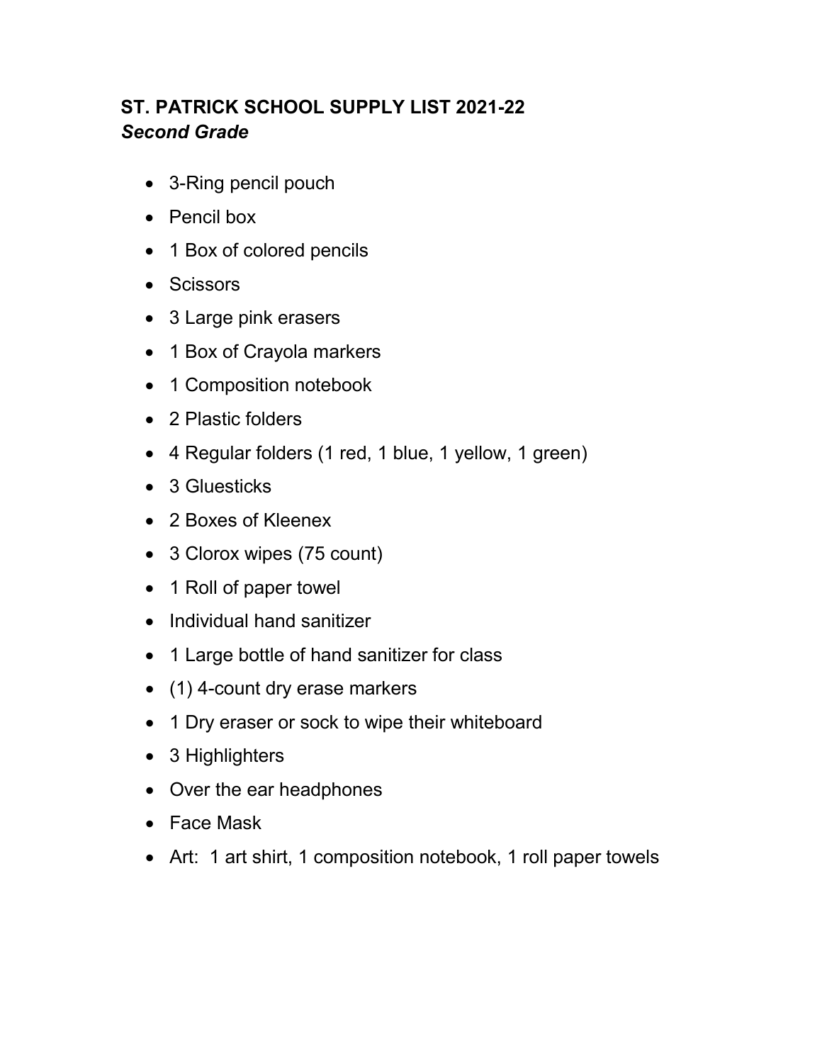## ST. PATRICK SCHOOL SUPPLY LIST 2021-22
***Second Grade***

- 3-Ring pencil pouch
- Pencil box
- 1 Box of colored pencils
- Scissors
- 3 Large pink erasers
- 1 Box of Crayola markers
- 1 Composition notebook
- 2 Plastic folders
- 4 Regular folders (1 red, 1 blue, 1 yellow, 1 green)
- 3 Gluesticks
- 2 Boxes of Kleenex
- 3 Clorox wipes (75 count)
- 1 Roll of paper towel
- Individual hand sanitizer
- 1 Large bottle of hand sanitizer for class
- (1) 4-count dry erase markers
- 1 Dry eraser or sock to wipe their whiteboard
- 3 Highlighters
- Over the ear headphones
- Face Mask
- Art: 1 art shirt, 1 composition notebook, 1 roll paper towels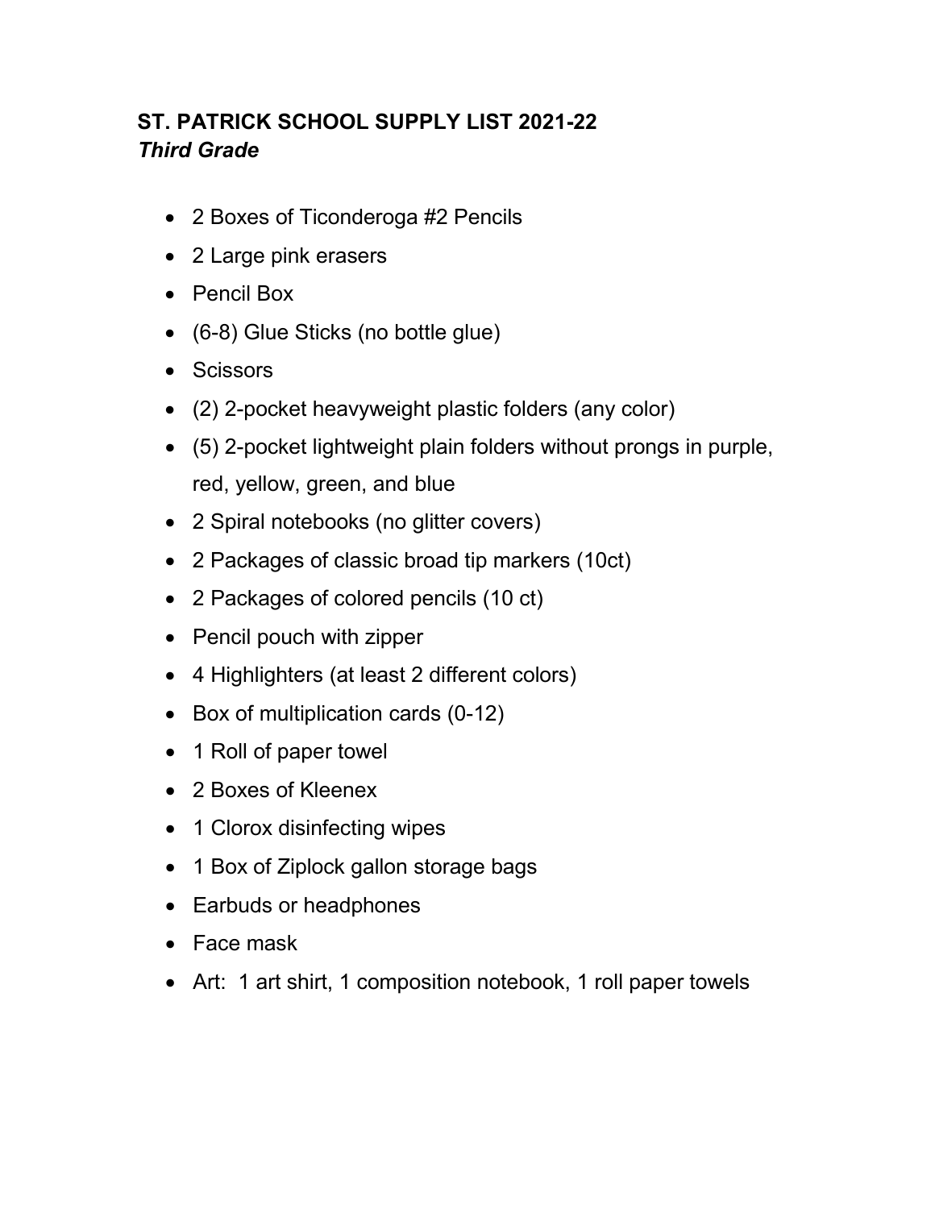**ST. PATRICK SCHOOL SUPPLY LIST 2021-22**
***Third Grade***

- 2 Boxes of Ticonderoga #2 Pencils
- 2 Large pink erasers
- Pencil Box
- (6-8) Glue Sticks (no bottle glue)
- Scissors
- (2) 2-pocket heavyweight plastic folders (any color)
- (5) 2-pocket lightweight plain folders without prongs in purple, red, yellow, green, and blue
- 2 Spiral notebooks (no glitter covers)
- 2 Packages of classic broad tip markers (10ct)
- 2 Packages of colored pencils (10 ct)
- Pencil pouch with zipper
- 4 Highlighters (at least 2 different colors)
- Box of multiplication cards (0-12)
- 1 Roll of paper towel
- 2 Boxes of Kleenex
- 1 Clorox disinfecting wipes
- 1 Box of Ziplock gallon storage bags
- Earbuds or headphones
- Face mask
- Art: 1 art shirt, 1 composition notebook, 1 roll paper towels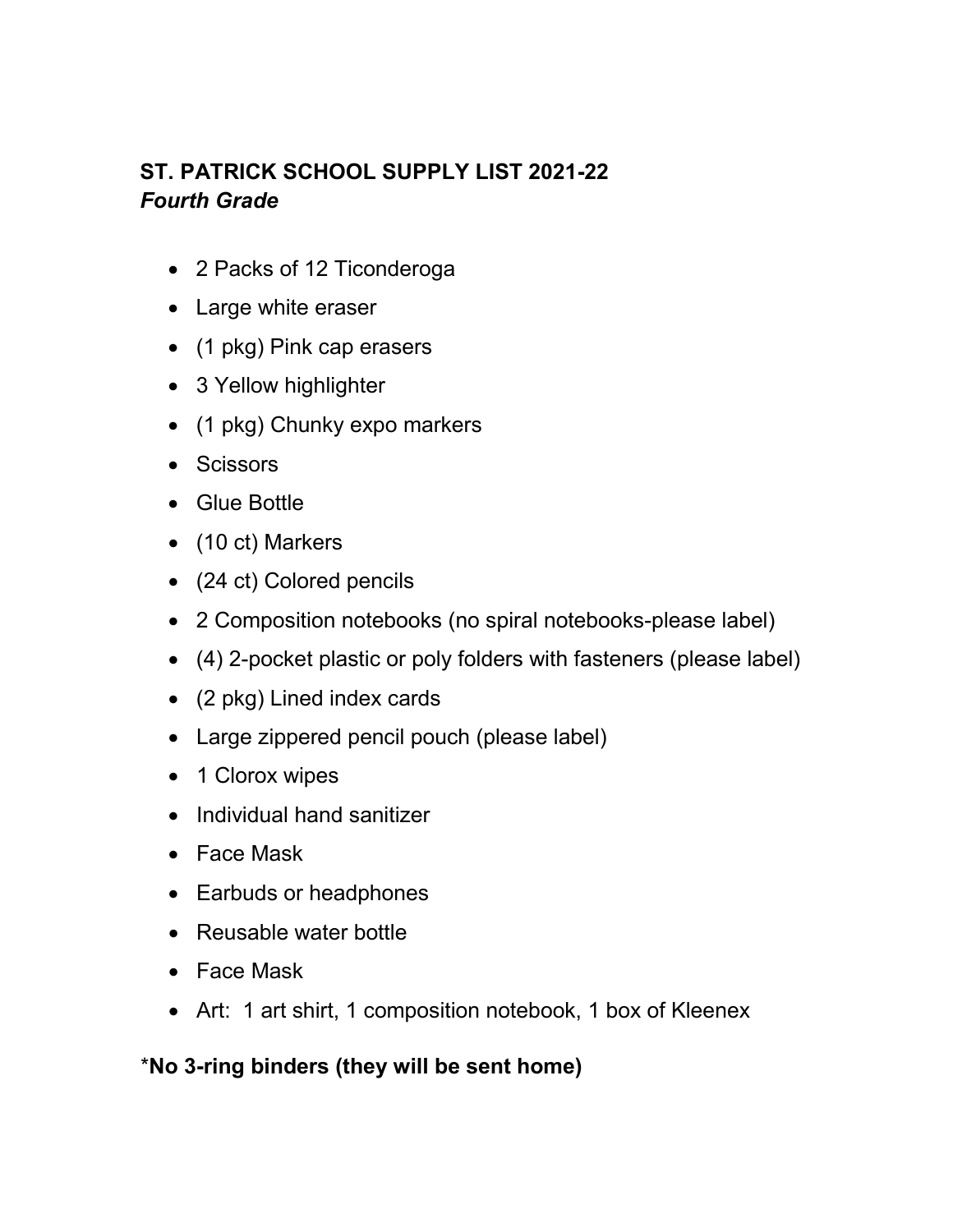**ST. PATRICK SCHOOL SUPPLY LIST 2021-22**
***Fourth Grade***

- 2 Packs of 12 Ticonderoga
- Large white eraser
- (1 pkg) Pink cap erasers
- 3 Yellow highlighter
- (1 pkg) Chunky expo markers
- Scissors
- Glue Bottle
- (10 ct) Markers
- (24 ct) Colored pencils
- 2 Composition notebooks (no spiral notebooks-please label)
- (4) 2-pocket plastic or poly folders with fasteners (please label)
- (2 pkg) Lined index cards
- Large zippered pencil pouch (please label)
- 1 Clorox wipes
- Individual hand sanitizer
- Face Mask
- Earbuds or headphones
- Reusable water bottle
- Face Mask
- Art: 1 art shirt, 1 composition notebook, 1 box of Kleenex

**\*No 3-ring binders (they will be sent home)**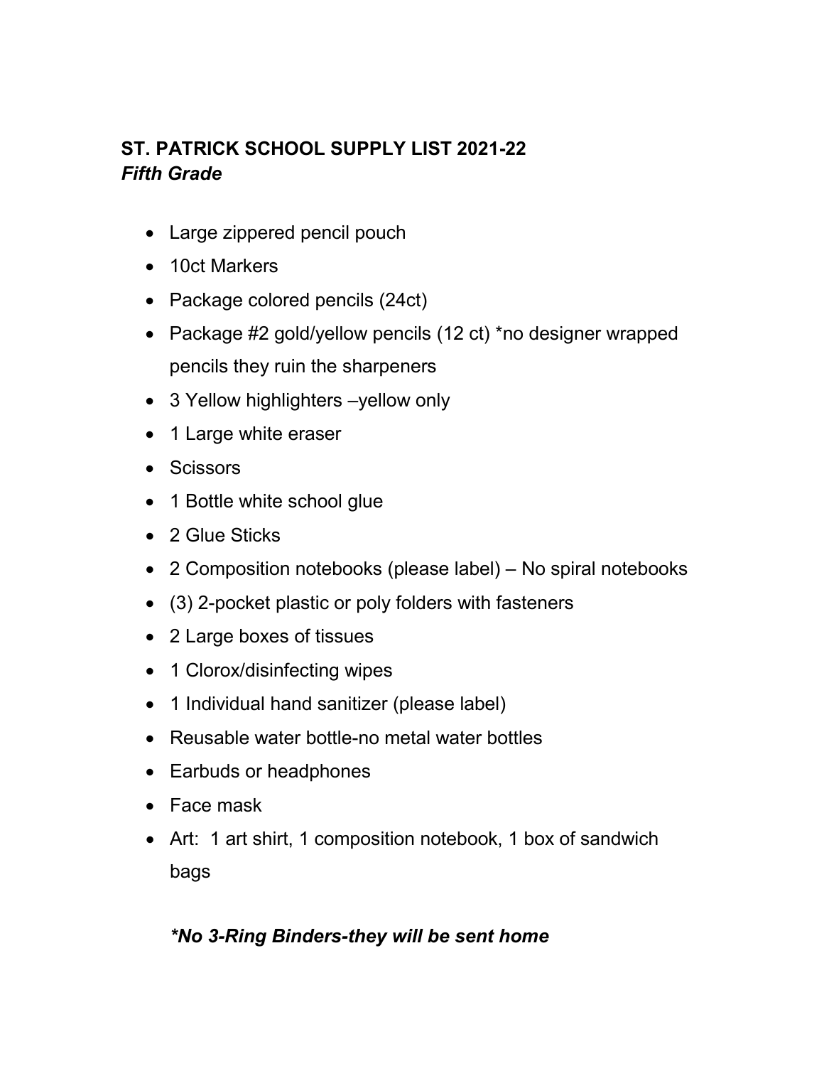**ST. PATRICK SCHOOL SUPPLY LIST 2021-22**
***Fifth Grade***

- Large zippered pencil pouch
- 10ct Markers
- Package colored pencils (24ct)
- Package #2 gold/yellow pencils (12 ct) *no designer wrapped pencils they ruin the sharpeners
- 3 Yellow highlighters –yellow only
- 1 Large white eraser
- Scissors
- 1 Bottle white school glue
- 2 Glue Sticks
- 2 Composition notebooks (please label) – No spiral notebooks
- (3) 2-pocket plastic or poly folders with fasteners
- 2 Large boxes of tissues
- 1 Clorox/disinfecting wipes
- 1 Individual hand sanitizer (please label)
- Reusable water bottle-no metal water bottles
- Earbuds or headphones
- Face mask
- Art: 1 art shirt, 1 composition notebook, 1 box of sandwich bags

***\*No 3-Ring Binders-they will be sent home***